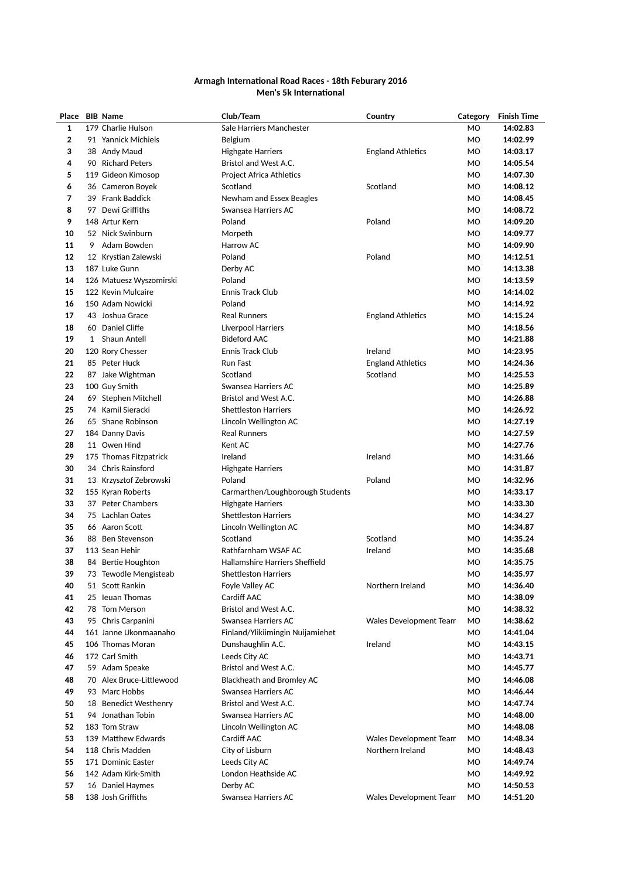**Armagh International Road Races - 18th Feburary 2016**
**Men's 5k International**

| Place | BIB | Name | Club/Team | Country | Category | Finish Time |
|---|---|---|---|---|---|---|
| **1** | 179 | Charlie Hulson | Sale Harriers Manchester | | MO | **14:02.83** |
| **2** | 91 | Yannick Michiels | Belgium | | MO | **14:02.99** |
| **3** | 38 | Andy Maud | Highgate Harriers | England Athletics | MO | **14:03.17** |
| **4** | 90 | Richard Peters | Bristol and West A.C. | | MO | **14:05.54** |
| **5** | 119 | Gideon Kimosop | Project Africa Athletics | | MO | **14:07.30** |
| **6** | 36 | Cameron Boyek | Scotland | Scotland | MO | **14:08.12** |
| **7** | 39 | Frank Baddick | Newham and Essex Beagles | | MO | **14:08.45** |
| **8** | 97 | Dewi Griffiths | Swansea Harriers AC | | MO | **14:08.72** |
| **9** | 148 | Artur Kern | Poland | Poland | MO | **14:09.20** |
| **10** | 52 | Nick Swinburn | Morpeth | | MO | **14:09.77** |
| **11** | 9 | Adam Bowden | Harrow AC | | MO | **14:09.90** |
| **12** | 12 | Krystian Zalewski | Poland | Poland | MO | **14:12.51** |
| **13** | 187 | Luke Gunn | Derby AC | | MO | **14:13.38** |
| **14** | 126 | Matuesz Wyszomirski | Poland | | MO | **14:13.59** |
| **15** | 122 | Kevin Mulcaire | Ennis Track Club | | MO | **14:14.02** |
| **16** | 150 | Adam Nowicki | Poland | | MO | **14:14.92** |
| **17** | 43 | Joshua Grace | Real Runners | England Athletics | MO | **14:15.24** |
| **18** | 60 | Daniel Cliffe | Liverpool Harriers | | MO | **14:18.56** |
| **19** | 1 | Shaun Antell | Bideford AAC | | MO | **14:21.88** |
| **20** | 120 | Rory Chesser | Ennis Track Club | Ireland | MO | **14:23.95** |
| **21** | 85 | Peter Huck | Run Fast | England Athletics | MO | **14:24.36** |
| **22** | 87 | Jake Wightman | Scotland | Scotland | MO | **14:25.53** |
| **23** | 100 | Guy Smith | Swansea Harriers AC | | MO | **14:25.89** |
| **24** | 69 | Stephen Mitchell | Bristol and West A.C. | | MO | **14:26.88** |
| **25** | 74 | Kamil Sieracki | Shettleston Harriers | | MO | **14:26.92** |
| **26** | 65 | Shane Robinson | Lincoln Wellington AC | | MO | **14:27.19** |
| **27** | 184 | Danny Davis | Real Runners | | MO | **14:27.59** |
| **28** | 11 | Owen Hind | Kent AC | | MO | **14:27.76** |
| **29** | 175 | Thomas Fitzpatrick | Ireland | Ireland | MO | **14:31.66** |
| **30** | 34 | Chris Rainsford | Highgate Harriers | | MO | **14:31.87** |
| **31** | 13 | Krzysztof Zebrowski | Poland | Poland | MO | **14:32.96** |
| **32** | 155 | Kyran Roberts | Carmarthen/Loughborough Students | | MO | **14:33.17** |
| **33** | 37 | Peter Chambers | Highgate Harriers | | MO | **14:33.30** |
| **34** | 75 | Lachlan Oates | Shettleston Harriers | | MO | **14:34.27** |
| **35** | 66 | Aaron Scott | Lincoln Wellington AC | | MO | **14:34.87** |
| **36** | 88 | Ben Stevenson | Scotland | Scotland | MO | **14:35.24** |
| **37** | 113 | Sean Hehir | Rathfarnham WSAF AC | Ireland | MO | **14:35.68** |
| **38** | 84 | Bertie Houghton | Hallamshire Harriers Sheffield | | MO | **14:35.75** |
| **39** | 73 | Tewodle Mengisteab | Shettleston Harriers | | MO | **14:35.97** |
| **40** | 51 | Scott Rankin | Foyle Valley AC | Northern Ireland | MO | **14:36.40** |
| **41** | 25 | Ieuan Thomas | Cardiff AAC | | MO | **14:38.09** |
| **42** | 78 | Tom Merson | Bristol and West A.C. | | MO | **14:38.32** |
| **43** | 95 | Chris Carpanini | Swansea Harriers AC | Wales Development Team | MO | **14:38.62** |
| **44** | 161 | Janne Ukonmaanaho | Finland/Ylikiimingin Nuijamiehet | | MO | **14:41.04** |
| **45** | 106 | Thomas Moran | Dunshaughlin A.C. | Ireland | MO | **14:43.15** |
| **46** | 172 | Carl Smith | Leeds City AC | | MO | **14:43.71** |
| **47** | 59 | Adam Speake | Bristol and West A.C. | | MO | **14:45.77** |
| **48** | 70 | Alex Bruce-Littlewood | Blackheath and Bromley AC | | MO | **14:46.08** |
| **49** | 93 | Marc Hobbs | Swansea Harriers AC | | MO | **14:46.44** |
| **50** | 18 | Benedict Westhenry | Bristol and West A.C. | | MO | **14:47.74** |
| **51** | 94 | Jonathan Tobin | Swansea Harriers AC | | MO | **14:48.00** |
| **52** | 183 | Tom Straw | Lincoln Wellington AC | | MO | **14:48.08** |
| **53** | 139 | Matthew Edwards | Cardiff AAC | Wales Development Team | MO | **14:48.34** |
| **54** | 118 | Chris Madden | City of Lisburn | Northern Ireland | MO | **14:48.43** |
| **55** | 171 | Dominic Easter | Leeds City AC | | MO | **14:49.74** |
| **56** | 142 | Adam Kirk-Smith | London Heathside AC | | MO | **14:49.92** |
| **57** | 16 | Daniel Haymes | Derby AC | | MO | **14:50.53** |
| **58** | 138 | Josh Griffiths | Swansea Harriers AC | Wales Development Team | MO | **14:51.20** |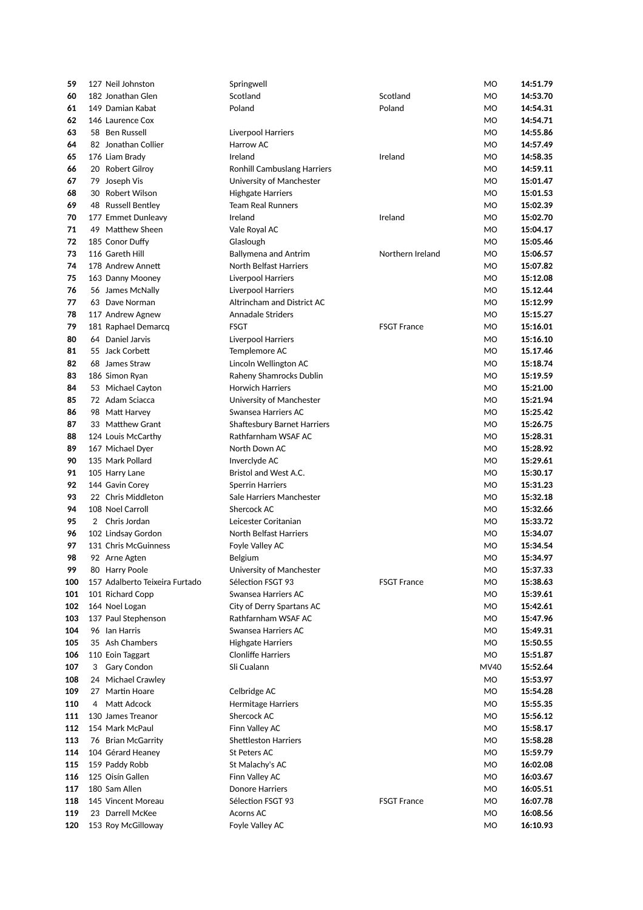| | | | | | | |
|---|---|---|---|---|---|---|
| **59** | 127 | Neil Johnston | Springwell | | MO | **14:51.79** |
| **60** | 182 | Jonathan Glen | Scotland | Scotland | MO | **14:53.70** |
| **61** | 149 | Damian Kabat | Poland | Poland | MO | **14:54.31** |
| **62** | 146 | Laurence Cox | | | MO | **14:54.71** |
| **63** | 58 | Ben Russell | Liverpool Harriers | | MO | **14:55.86** |
| **64** | 82 | Jonathan Collier | Harrow AC | | MO | **14:57.49** |
| **65** | 176 | Liam Brady | Ireland | Ireland | MO | **14:58.35** |
| **66** | 20 | Robert Gilroy | Ronhill Cambuslang Harriers | | MO | **14:59.11** |
| **67** | 79 | Joseph Vis | University of Manchester | | MO | **15:01.47** |
| **68** | 30 | Robert Wilson | Highgate Harriers | | MO | **15:01.53** |
| **69** | 48 | Russell Bentley | Team Real Runners | | MO | **15:02.39** |
| **70** | 177 | Emmet Dunleavy | Ireland | Ireland | MO | **15:02.70** |
| **71** | 49 | Matthew Sheen | Vale Royal AC | | MO | **15:04.17** |
| **72** | 185 | Conor Duffy | Glaslough | | MO | **15:05.46** |
| **73** | 116 | Gareth Hill | Ballymena and Antrim | Northern Ireland | MO | **15:06.57** |
| **74** | 178 | Andrew Annett | North Belfast Harriers | | MO | **15:07.82** |
| **75** | 163 | Danny Mooney | Liverpool Harriers | | MO | **15:12.08** |
| **76** | 56 | James McNally | Liverpool Harriers | | MO | **15.12.44** |
| **77** | 63 | Dave Norman | Altrincham and District AC | | MO | **15:12.99** |
| **78** | 117 | Andrew Agnew | Annadale Striders | | MO | **15:15.27** |
| **79** | 181 | Raphael Demarcq | FSGT | FSGT France | MO | **15:16.01** |
| **80** | 64 | Daniel Jarvis | Liverpool Harriers | | MO | **15:16.10** |
| **81** | 55 | Jack Corbett | Templemore AC | | MO | **15.17.46** |
| **82** | 68 | James Straw | Lincoln Wellington AC | | MO | **15:18.74** |
| **83** | 186 | Simon Ryan | Raheny Shamrocks Dublin | | MO | **15:19.59** |
| **84** | 53 | Michael Cayton | Horwich Harriers | | MO | **15:21.00** |
| **85** | 72 | Adam Sciacca | University of Manchester | | MO | **15:21.94** |
| **86** | 98 | Matt Harvey | Swansea Harriers AC | | MO | **15:25.42** |
| **87** | 33 | Matthew Grant | Shaftesbury Barnet Harriers | | MO | **15:26.75** |
| **88** | 124 | Louis McCarthy | Rathfarnham WSAF AC | | MO | **15:28.31** |
| **89** | 167 | Michael Dyer | North Down AC | | MO | **15:28.92** |
| **90** | 135 | Mark Pollard | Inverclyde AC | | MO | **15:29.61** |
| **91** | 105 | Harry Lane | Bristol and West A.C. | | MO | **15:30.17** |
| **92** | 144 | Gavin Corey | Sperrin Harriers | | MO | **15:31.23** |
| **93** | 22 | Chris Middleton | Sale Harriers Manchester | | MO | **15:32.18** |
| **94** | 108 | Noel Carroll | Shercock AC | | MO | **15:32.66** |
| **95** | 2 | Chris Jordan | Leicester Coritanian | | MO | **15:33.72** |
| **96** | 102 | Lindsay Gordon | North Belfast Harriers | | MO | **15:34.07** |
| **97** | 131 | Chris McGuinness | Foyle Valley AC | | MO | **15:34.54** |
| **98** | 92 | Arne Agten | Belgium | | MO | **15:34.97** |
| **99** | 80 | Harry Poole | University of Manchester | | MO | **15:37.33** |
| **100** | 157 | Adalberto Teixeira Furtado | Sélection FSGT 93 | FSGT France | MO | **15:38.63** |
| **101** | 101 | Richard Copp | Swansea Harriers AC | | MO | **15:39.61** |
| **102** | 164 | Noel Logan | City of Derry Spartans AC | | MO | **15:42.61** |
| **103** | 137 | Paul Stephenson | Rathfarnham WSAF AC | | MO | **15:47.96** |
| **104** | 96 | Ian Harris | Swansea Harriers AC | | MO | **15:49.31** |
| **105** | 35 | Ash Chambers | Highgate Harriers | | MO | **15:50.55** |
| **106** | 110 | Eoin Taggart | Clonliffe Harriers | | MO | **15:51.87** |
| **107** | 3 | Gary Condon | Sli Cualann | | MV40 | **15:52.64** |
| **108** | 24 | Michael Crawley | | | MO | **15:53.97** |
| **109** | 27 | Martin Hoare | Celbridge AC | | MO | **15:54.28** |
| **110** | 4 | Matt Adcock | Hermitage Harriers | | MO | **15:55.35** |
| **111** | 130 | James Treanor | Shercock AC | | MO | **15:56.12** |
| **112** | 154 | Mark McPaul | Finn Valley AC | | MO | **15:58.17** |
| **113** | 76 | Brian McGarrity | Shettleston Harriers | | MO | **15:58.28** |
| **114** | 104 | Gérard Heaney | St Peters AC | | MO | **15:59.79** |
| **115** | 159 | Paddy Robb | St Malachy's AC | | MO | **16:02.08** |
| **116** | 125 | Oisín Gallen | Finn Valley AC | | MO | **16:03.67** |
| **117** | 180 | Sam Allen | Donore Harriers | | MO | **16:05.51** |
| **118** | 145 | Vincent Moreau | Sélection FSGT 93 | FSGT France | MO | **16:07.78** |
| **119** | 23 | Darrell McKee | Acorns AC | | MO | **16:08.56** |
| **120** | 153 | Roy McGilloway | Foyle Valley AC | | MO | **16:10.93** |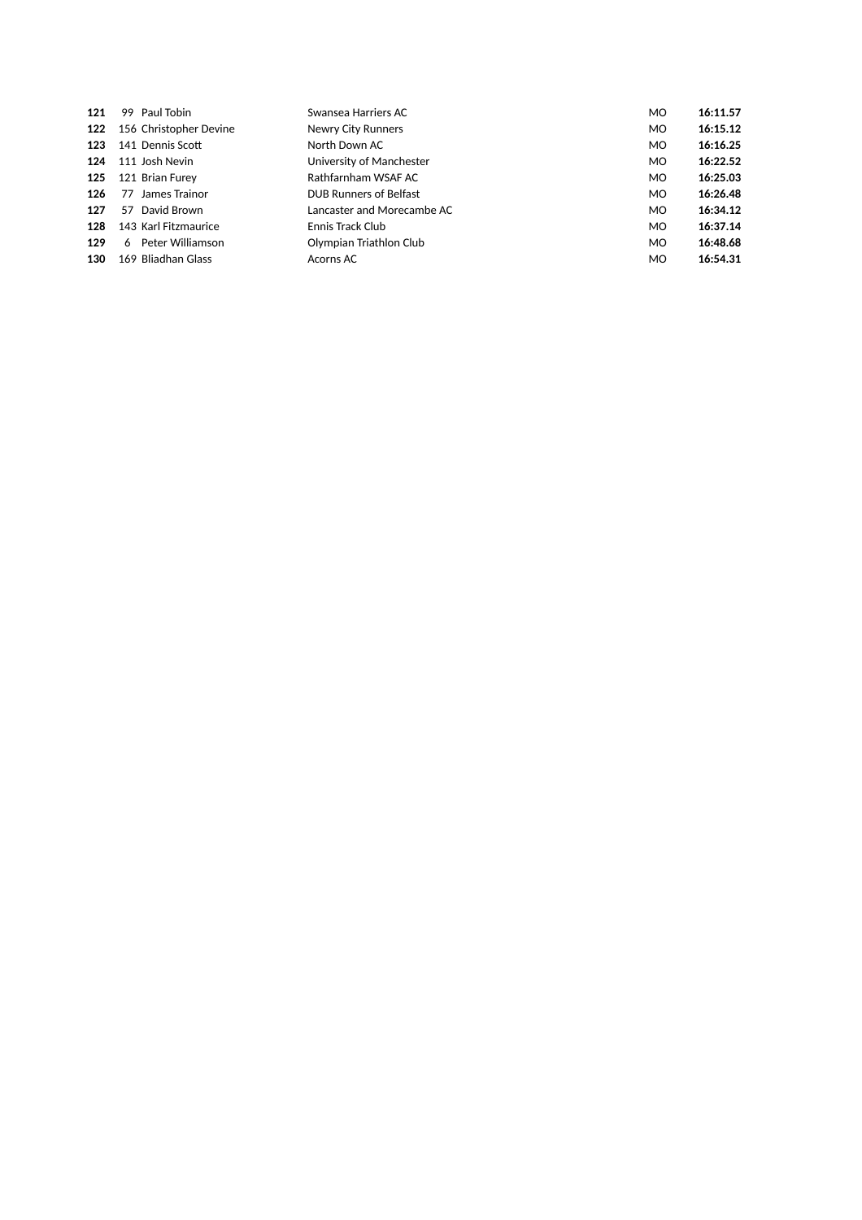| | | | | | |
|---|---|---|---|---|---|
| **121** | 99 | Paul Tobin | Swansea Harriers AC | MO | **16:11.57** |
| **122** | 156 | Christopher Devine | Newry City Runners | MO | **16:15.12** |
| **123** | 141 | Dennis Scott | North Down AC | MO | **16:16.25** |
| **124** | 111 | Josh Nevin | University of Manchester | MO | **16:22.52** |
| **125** | 121 | Brian Furey | Rathfarnham WSAF AC | MO | **16:25.03** |
| **126** | 77 | James Trainor | DUB Runners of Belfast | MO | **16:26.48** |
| **127** | 57 | David Brown | Lancaster and Morecambe AC | MO | **16:34.12** |
| **128** | 143 | Karl Fitzmaurice | Ennis Track Club | MO | **16:37.14** |
| **129** | 6 | Peter Williamson | Olympian Triathlon Club | MO | **16:48.68** |
| **130** | 169 | Bliadhan Glass | Acorns AC | MO | **16:54.31** |